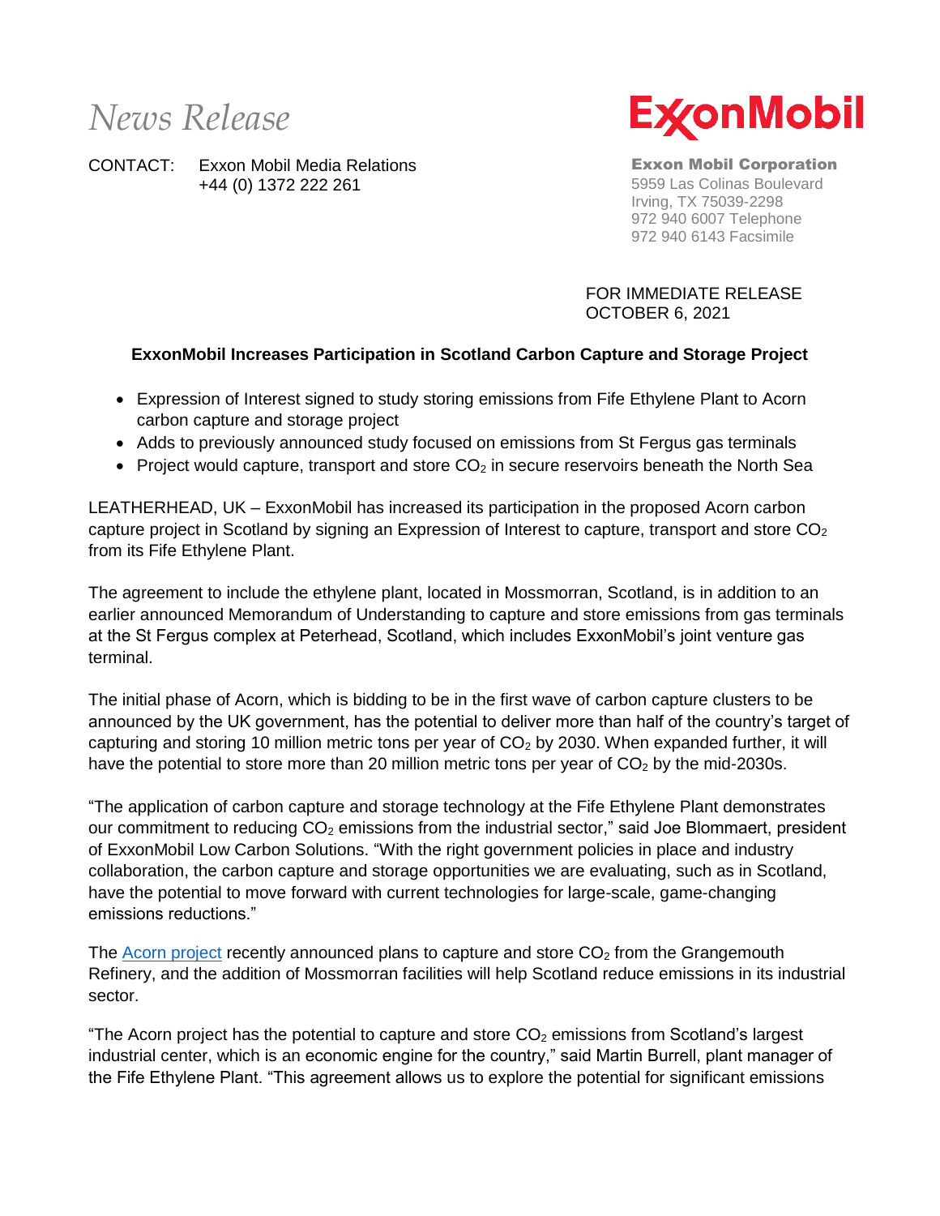*News Release*

CONTACT: Exxon Mobil Media Relations
+44 (0) 1372 222 261

ExxonMobil

**Exxon Mobil Corporation**
5959 Las Colinas Boulevard
Irving, TX 75039-2298
972 940 6007 Telephone
972 940 6143 Facsimile

FOR IMMEDIATE RELEASE
OCTOBER 6, 2021

## ExxonMobil Increases Participation in Scotland Carbon Capture and Storage Project

- Expression of Interest signed to study storing emissions from Fife Ethylene Plant to Acorn carbon capture and storage project
- Adds to previously announced study focused on emissions from St Fergus gas terminals
- Project would capture, transport and store $CO_2$ in secure reservoirs beneath the North Sea

LEATHERHEAD, UK – ExxonMobil has increased its participation in the proposed Acorn carbon capture project in Scotland by signing an Expression of Interest to capture, transport and store $CO_2$ from its Fife Ethylene Plant.

The agreement to include the ethylene plant, located in Mossmorran, Scotland, is in addition to an earlier announced Memorandum of Understanding to capture and store emissions from gas terminals at the St Fergus complex at Peterhead, Scotland, which includes ExxonMobil's joint venture gas terminal.

The initial phase of Acorn, which is bidding to be in the first wave of carbon capture clusters to be announced by the UK government, has the potential to deliver more than half of the country's target of capturing and storing 10 million metric tons per year of $CO_2$ by 2030. When expanded further, it will have the potential to store more than 20 million metric tons per year of $CO_2$ by the mid-2030s.

"The application of carbon capture and storage technology at the Fife Ethylene Plant demonstrates our commitment to reducing $CO_2$ emissions from the industrial sector," said Joe Blommaert, president of ExxonMobil Low Carbon Solutions. "With the right government policies in place and industry collaboration, the carbon capture and storage opportunities we are evaluating, such as in Scotland, have the potential to move forward with current technologies for large-scale, game-changing emissions reductions."

The Acorn project recently announced plans to capture and store $CO_2$ from the Grangemouth Refinery, and the addition of Mossmorran facilities will help Scotland reduce emissions in its industrial sector.

"The Acorn project has the potential to capture and store $CO_2$ emissions from Scotland's largest industrial center, which is an economic engine for the country," said Martin Burrell, plant manager of the Fife Ethylene Plant. "This agreement allows us to explore the potential for significant emissions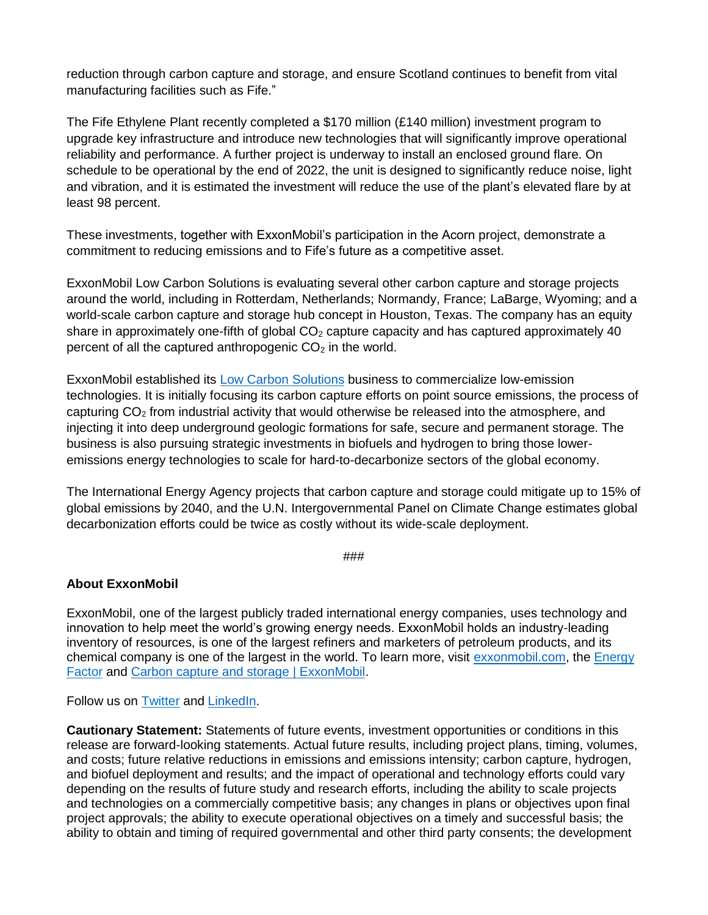reduction through carbon capture and storage, and ensure Scotland continues to benefit from vital manufacturing facilities such as Fife."

The Fife Ethylene Plant recently completed a $170 million (£140 million) investment program to upgrade key infrastructure and introduce new technologies that will significantly improve operational reliability and performance. A further project is underway to install an enclosed ground flare. On schedule to be operational by the end of 2022, the unit is designed to significantly reduce noise, light and vibration, and it is estimated the investment will reduce the use of the plant's elevated flare by at least 98 percent.

These investments, together with ExxonMobil's participation in the Acorn project, demonstrate a commitment to reducing emissions and to Fife's future as a competitive asset.

ExxonMobil Low Carbon Solutions is evaluating several other carbon capture and storage projects around the world, including in Rotterdam, Netherlands; Normandy, France; LaBarge, Wyoming; and a world-scale carbon capture and storage hub concept in Houston, Texas. The company has an equity share in approximately one-fifth of global $CO_2$ capture capacity and has captured approximately 40 percent of all the captured anthropogenic $CO_2$ in the world.

ExxonMobil established its [Low Carbon Solutions]() business to commercialize low-emission technologies. It is initially focusing its carbon capture efforts on point source emissions, the process of capturing $CO_2$ from industrial activity that would otherwise be released into the atmosphere, and injecting it into deep underground geologic formations for safe, secure and permanent storage. The business is also pursuing strategic investments in biofuels and hydrogen to bring those lower-emissions energy technologies to scale for hard-to-decarbonize sectors of the global economy.

The International Energy Agency projects that carbon capture and storage could mitigate up to 15% of global emissions by 2040, and the U.N. Intergovernmental Panel on Climate Change estimates global decarbonization efforts could be twice as costly without its wide-scale deployment.

###

**About ExxonMobil**

ExxonMobil, one of the largest publicly traded international energy companies, uses technology and innovation to help meet the world's growing energy needs. ExxonMobil holds an industry-leading inventory of resources, is one of the largest refiners and marketers of petroleum products, and its chemical company is one of the largest in the world. To learn more, visit [exxonmobil.com](), the [Energy Factor]() and [Carbon capture and storage | ExxonMobil]().

Follow us on [Twitter]() and [LinkedIn]().

**Cautionary Statement:** Statements of future events, investment opportunities or conditions in this release are forward-looking statements. Actual future results, including project plans, timing, volumes, and costs; future relative reductions in emissions and emissions intensity; carbon capture, hydrogen, and biofuel deployment and results; and the impact of operational and technology efforts could vary depending on the results of future study and research efforts, including the ability to scale projects and technologies on a commercially competitive basis; any changes in plans or objectives upon final project approvals; the ability to execute operational objectives on a timely and successful basis; the ability to obtain and timing of required governmental and other third party consents; the development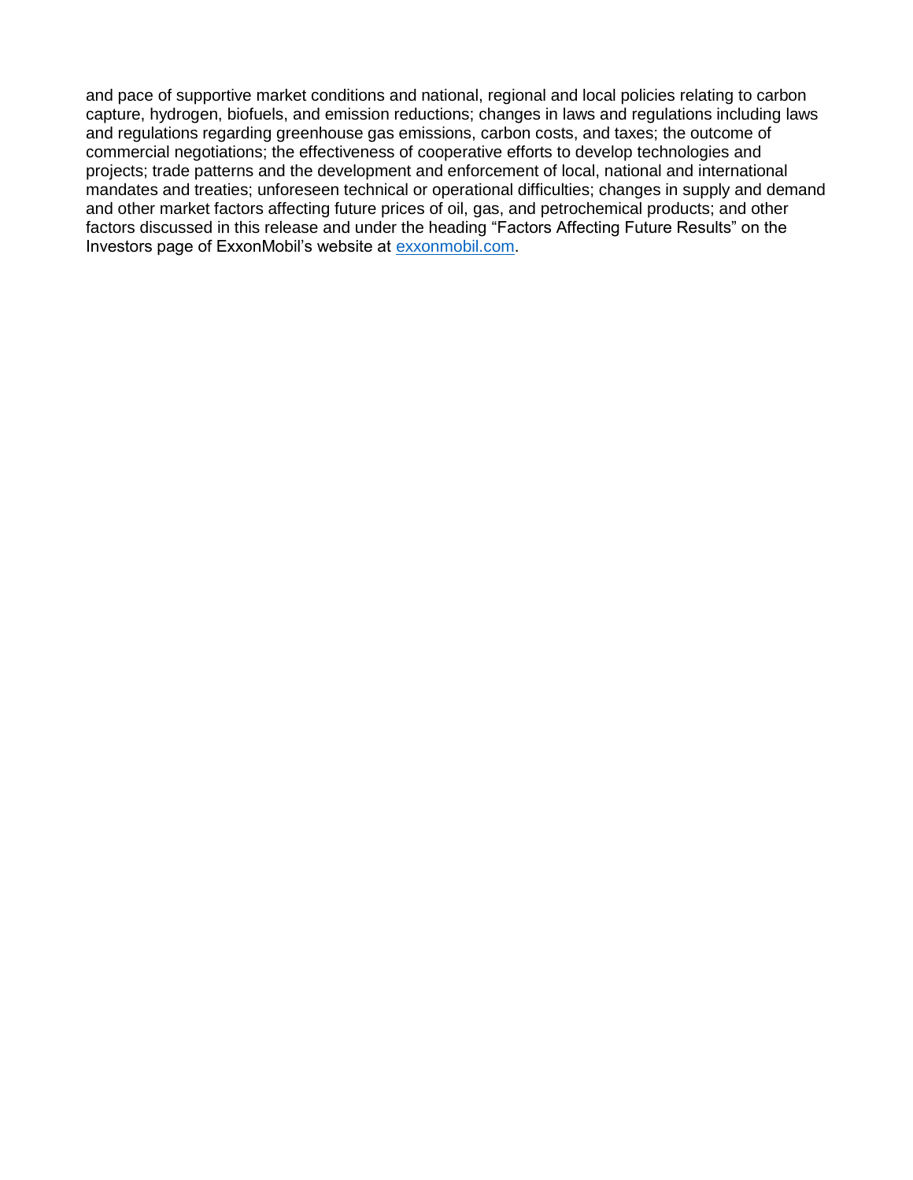and pace of supportive market conditions and national, regional and local policies relating to carbon capture, hydrogen, biofuels, and emission reductions; changes in laws and regulations including laws and regulations regarding greenhouse gas emissions, carbon costs, and taxes; the outcome of commercial negotiations; the effectiveness of cooperative efforts to develop technologies and projects; trade patterns and the development and enforcement of local, national and international mandates and treaties; unforeseen technical or operational difficulties; changes in supply and demand and other market factors affecting future prices of oil, gas, and petrochemical products; and other factors discussed in this release and under the heading "Factors Affecting Future Results" on the Investors page of ExxonMobil's website at [exxonmobil.com](exxonmobil.com).